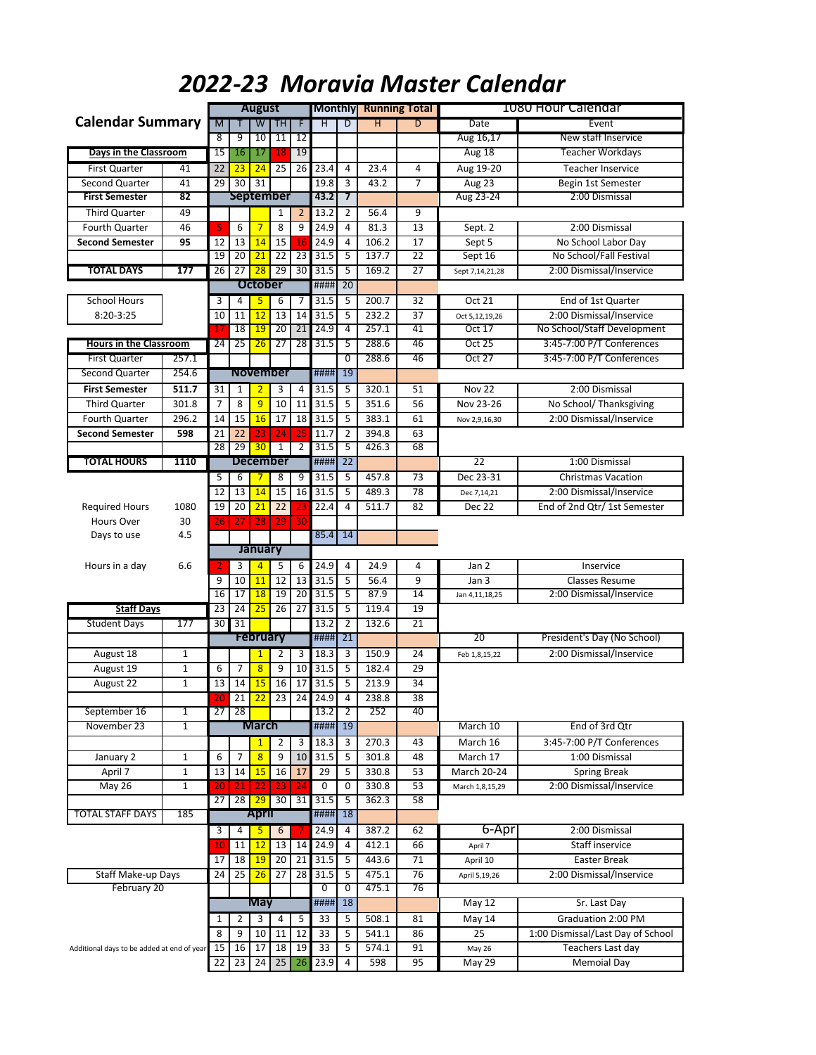# 2022-23 Moravia Master Calendar

## Calendar Summary

| Days in the Classroom | |
|---|---|
| First Quarter | 41 |
| Second Quarter | 41 |
| **First Semester** | **82** |
| Third Quarter | 49 |
| Fourth Quarter | 46 |
| **Second Semester** | **95** |
| **TOTAL DAYS** | **177** |

| School Hours |
|---|
| 8:20-3:25 |

| Hours in the Classroom | |
|---|---|
| First Quarter | 257.1 |
| Second Quarter | 254.6 |
| **First Semester** | **511.7** |
| Third Quarter | 301.8 |
| Fourth Quarter | 296.2 |
| **Second Semester** | **598** |
| **TOTAL HOURS** | **1110** |

| | |
|---|---|
| Required Hours | 1080 |
| Hours Over | 30 |
| Days to use | 4.5 |
| Hours in a day | 6.6 |

| Staff Days | |
|---|---|
| Student Days | 177 |
| August 18 | 1 |
| August 19 | 1 |
| August 22 | 1 |
| September 16 | 1 |
| November 23 | 1 |
| January 2 | 1 |
| April 7 | 1 |
| May 26 | 1 |
| TOTAL STAFF DAYS | 185 |

| Staff Make-up Days |
|---|
| February 20 |

Additional days to be added at end of year

## Calendar

| M | T | W | TH | F | Monthly H | Monthly D | Running Total H | Running Total D |
|---|---|---|---|---|---|---|---|---|
| **August** | | | | | | | | |
| 8 | 9 | 10 | 11 | 12 | | | | |
| 15 | 16 | 17 | 18 | 19 | | | | |
| 22 | 23 | 24 | 25 | 26 | 23.4 | 4 | 23.4 | 4 |
| 29 | 30 | 31 | | | 19.8 | 3 | 43.2 | 7 |
| **September** | | | | | 43.2 | 7 | | |
| | | | 1 | 2 | 13.2 | 2 | 56.4 | 9 |
| 5 | 6 | 7 | 8 | 9 | 24.9 | 4 | 81.3 | 13 |
| 12 | 13 | 14 | 15 | 16 | 24.9 | 4 | 106.2 | 17 |
| 19 | 20 | 21 | 22 | 23 | 31.5 | 5 | 137.7 | 22 |
| 26 | 27 | 28 | 29 | 30 | 31.5 | 5 | 169.2 | 27 |
| **October** | | | | | #### | 20 | | |
| 3 | 4 | 5 | 6 | 7 | 31.5 | 5 | 200.7 | 32 |
| 10 | 11 | 12 | 13 | 14 | 31.5 | 5 | 232.2 | 37 |
| 17 | 18 | 19 | 20 | 21 | 24.9 | 4 | 257.1 | 41 |
| 24 | 25 | 26 | 27 | 28 | 31.5 | 5 | 288.6 | 46 |
| | | | | | | 0 | 288.6 | 46 |
| **November** | | | | | #### | 19 | | |
| 31 | 1 | 2 | 3 | 4 | 31.5 | 5 | 320.1 | 51 |
| 7 | 8 | 9 | 10 | 11 | 31.5 | 5 | 351.6 | 56 |
| 14 | 15 | 16 | 17 | 18 | 31.5 | 5 | 383.1 | 61 |
| 21 | 22 | 23 | 24 | 25 | 11.7 | 2 | 394.8 | 63 |
| 28 | 29 | 30 | 1 | 2 | 31.5 | 5 | 426.3 | 68 |
| **December** | | | | | #### | 22 | | |
| 5 | 6 | 7 | 8 | 9 | 31.5 | 5 | 457.8 | 73 |
| 12 | 13 | 14 | 15 | 16 | 31.5 | 5 | 489.3 | 78 |
| 19 | 20 | 21 | 22 | 23 | 22.4 | 4 | 511.7 | 82 |
| 26 | 27 | 28 | 29 | 30 | | | | |
| | | | | | 85.4 | 14 | | |
| **January** | | | | | | | | |
| 2 | 3 | 4 | 5 | 6 | 24.9 | 4 | 24.9 | 4 |
| 9 | 10 | 11 | 12 | 13 | 31.5 | 5 | 56.4 | 9 |
| 16 | 17 | 18 | 19 | 20 | 31.5 | 5 | 87.9 | 14 |
| 23 | 24 | 25 | 26 | 27 | 31.5 | 5 | 119.4 | 19 |
| 30 | 31 | | | | 13.2 | 2 | 132.6 | 21 |
| **February** | | | | | #### | 21 | | |
| | | 1 | 2 | 3 | 18.3 | 3 | 150.9 | 24 |
| 6 | 7 | 8 | 9 | 10 | 31.5 | 5 | 182.4 | 29 |
| 13 | 14 | 15 | 16 | 17 | 31.5 | 5 | 213.9 | 34 |
| 20 | 21 | 22 | 23 | 24 | 24.9 | 4 | 238.8 | 38 |
| 27 | 28 | | | | 13.2 | 2 | 252 | 40 |
| **March** | | | | | #### | 19 | | |
| | | 1 | 2 | 3 | 18.3 | 3 | 270.3 | 43 |
| 6 | 7 | 8 | 9 | 10 | 31.5 | 5 | 301.8 | 48 |
| 13 | 14 | 15 | 16 | 17 | 29 | 5 | 330.8 | 53 |
| 20 | 21 | 22 | 23 | 24 | 0 | 0 | 330.8 | 53 |
| 27 | 28 | 29 | 30 | 31 | 31.5 | 5 | 362.3 | 58 |
| **April** | | | | | #### | 18 | | |
| 3 | 4 | 5 | 6 | 7 | 24.9 | 4 | 387.2 | 62 |
| 10 | 11 | 12 | 13 | 14 | 24.9 | 4 | 412.1 | 66 |
| 17 | 18 | 19 | 20 | 21 | 31.5 | 5 | 443.6 | 71 |
| 24 | 25 | 26 | 27 | 28 | 31.5 | 5 | 475.1 | 76 |
| | | | | | 0 | 0 | 475.1 | 76 |
| **May** | | | | | #### | 18 | | |
| 1 | 2 | 3 | 4 | 5 | 33 | 5 | 508.1 | 81 |
| 8 | 9 | 10 | 11 | 12 | 33 | 5 | 541.1 | 86 |
| 15 | 16 | 17 | 18 | 19 | 33 | 5 | 574.1 | 91 |
| 22 | 23 | 24 | 25 | 26 | 23.9 | 4 | 598 | 95 |

## 1080 Hour Calendar

| Date | Event |
|---|---|
| Aug 16,17 | New staff Inservice |
| Aug 18 | Teacher Workdays |
| Aug 19-20 | Teacher Inservice |
| Aug 23 | Begin 1st Semester |
| Aug 23-24 | 2:00 Dismissal |
| Sept. 2 | 2:00 Dismissal |
| Sept 5 | No School Labor Day |
| Sept 16 | No School/Fall Festival |
| Sept 7,14,21,28 | 2:00 Dismissal/Inservice |
| Oct 21 | End of 1st Quarter |
| Oct 5,12,19,26 | 2:00 Dismissal/Inservice |
| Oct 17 | No School/Staff Development |
| Oct 25 | 3:45-7:00 P/T Conferences |
| Oct 27 | 3:45-7:00 P/T Conferences |
| Nov 22 | 2:00 Dismissal |
| Nov 23-26 | No School/ Thanksgiving |
| Nov 2,9,16,30 | 2:00 Dismissal/Inservice |
| 22 | 1:00 Dismissal |
| Dec 23-31 | Christmas Vacation |
| Dec 7,14,21 | 2:00 Dismissal/Inservice |
| Dec 22 | End of 2nd Qtr/ 1st Semester |
| Jan 2 | Inservice |
| Jan 3 | Classes Resume |
| Jan 4,11,18,25 | 2:00 Dismissal/Inservice |
| 20 | President's Day (No School) |
| Feb 1,8,15,22 | 2:00 Dismissal/Inservice |
| March 10 | End of 3rd Qtr |
| March 16 | 3:45-7:00 P/T Conferences |
| March 17 | 1:00 Dismissal |
| March 20-24 | Spring Break |
| March 1,8,15,29 | 2:00 Dismissal/Inservice |
| 6-Apr | 2:00 Dismissal |
| April 7 | Staff inservice |
| April 10 | Easter Break |
| April 5,19,26 | 2:00 Dismissal/Inservice |
| May 12 | Sr. Last Day |
| May 14 | Graduation 2:00 PM |
| 25 | 1:00 Dismissal/Last Day of School |
| May 26 | Teachers Last day |
| May 29 | Memoial Day |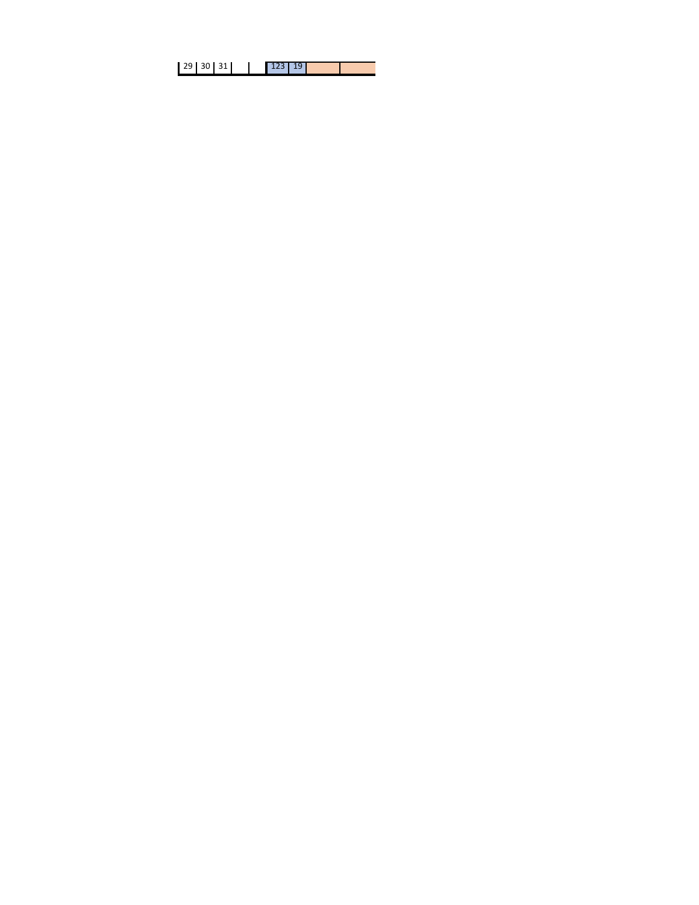| | | | | | | | | |
|---|---|---|---|---|---|---|---|---|
| 29 | 30 | 31 | | | 123 | 19 | | |